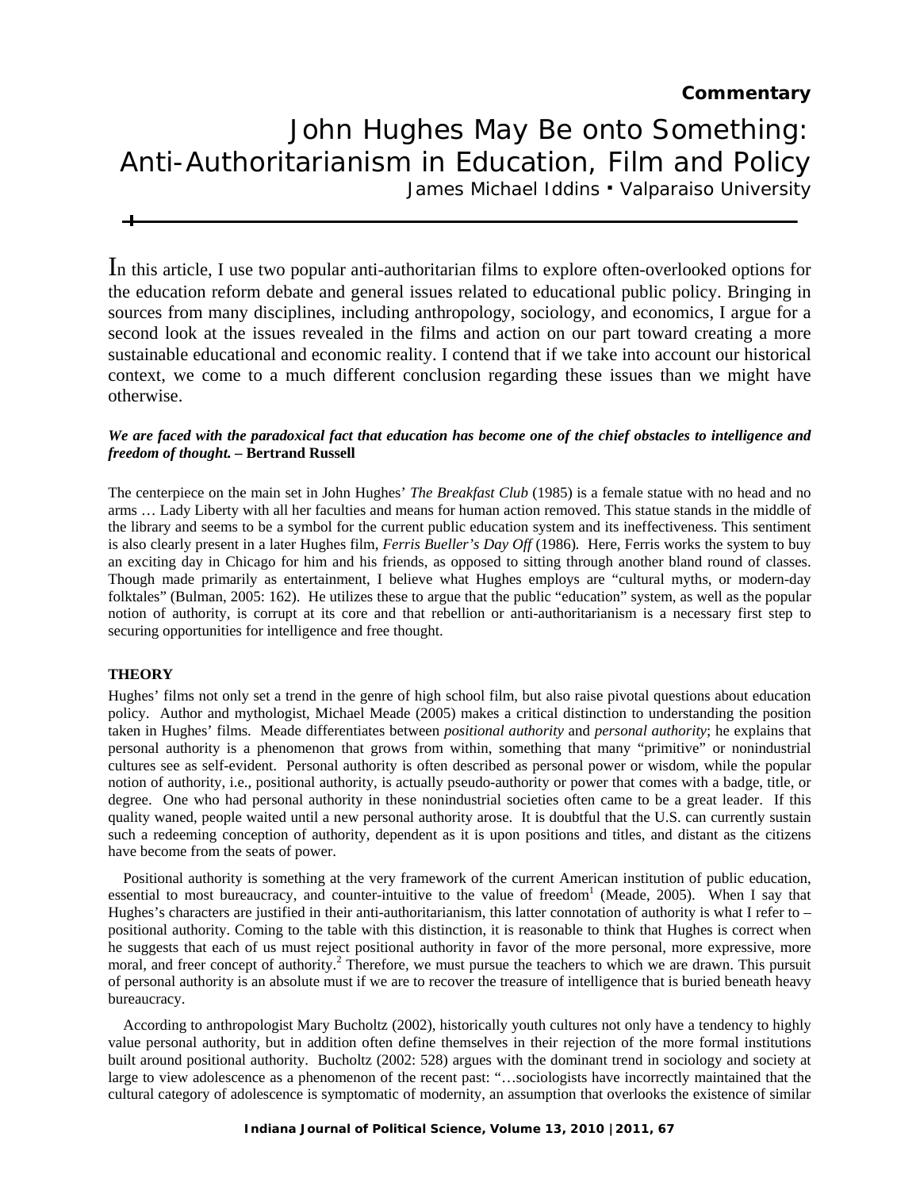**Commentary**

# John Hughes May Be onto Something: Anti-Authoritarianism in Education, Film and Policy

James Michael Iddins ▪ Valparaiso University

In this article, I use two popular anti-authoritarian films to explore often-overlooked options for the education reform debate and general issues related to educational public policy. Bringing in sources from many disciplines, including anthropology, sociology, and economics, I argue for a second look at the issues revealed in the films and action on our part toward creating a more sustainable educational and economic reality. I contend that if we take into account our historical context, we come to a much different conclusion regarding these issues than we might have otherwise.

***We are faced with the paradoxical fact that education has become one of the chief obstacles to intelligence and freedom of thought.*** **– Bertrand Russell**

The centerpiece on the main set in John Hughes' *The Breakfast Club* (1985) is a female statue with no head and no arms … Lady Liberty with all her faculties and means for human action removed. This statue stands in the middle of the library and seems to be a symbol for the current public education system and its ineffectiveness. This sentiment is also clearly present in a later Hughes film, *Ferris Bueller's Day Off* (1986). Here, Ferris works the system to buy an exciting day in Chicago for him and his friends, as opposed to sitting through another bland round of classes. Though made primarily as entertainment, I believe what Hughes employs are "cultural myths, or modern-day folktales" (Bulman, 2005: 162). He utilizes these to argue that the public "education" system, as well as the popular notion of authority, is corrupt at its core and that rebellion or anti-authoritarianism is a necessary first step to securing opportunities for intelligence and free thought.

## THEORY

Hughes' films not only set a trend in the genre of high school film, but also raise pivotal questions about education policy. Author and mythologist, Michael Meade (2005) makes a critical distinction to understanding the position taken in Hughes' films. Meade differentiates between *positional authority* and *personal authority*; he explains that personal authority is a phenomenon that grows from within, something that many "primitive" or nonindustrial cultures see as self-evident. Personal authority is often described as personal power or wisdom, while the popular notion of authority, i.e., positional authority, is actually pseudo-authority or power that comes with a badge, title, or degree. One who had personal authority in these nonindustrial societies often came to be a great leader. If this quality waned, people waited until a new personal authority arose. It is doubtful that the U.S. can currently sustain such a redeeming conception of authority, dependent as it is upon positions and titles, and distant as the citizens have become from the seats of power.

Positional authority is something at the very framework of the current American institution of public education, essential to most bureaucracy, and counter-intuitive to the value of freedom[1] (Meade, 2005). When I say that Hughes's characters are justified in their anti-authoritarianism, this latter connotation of authority is what I refer to – positional authority. Coming to the table with this distinction, it is reasonable to think that Hughes is correct when he suggests that each of us must reject positional authority in favor of the more personal, more expressive, more moral, and freer concept of authority.[2] Therefore, we must pursue the teachers to which we are drawn. This pursuit of personal authority is an absolute must if we are to recover the treasure of intelligence that is buried beneath heavy bureaucracy.

According to anthropologist Mary Bucholtz (2002), historically youth cultures not only have a tendency to highly value personal authority, but in addition often define themselves in their rejection of the more formal institutions built around positional authority. Bucholtz (2002: 528) argues with the dominant trend in sociology and society at large to view adolescence as a phenomenon of the recent past: "…sociologists have incorrectly maintained that the cultural category of adolescence is symptomatic of modernity, an assumption that overlooks the existence of similar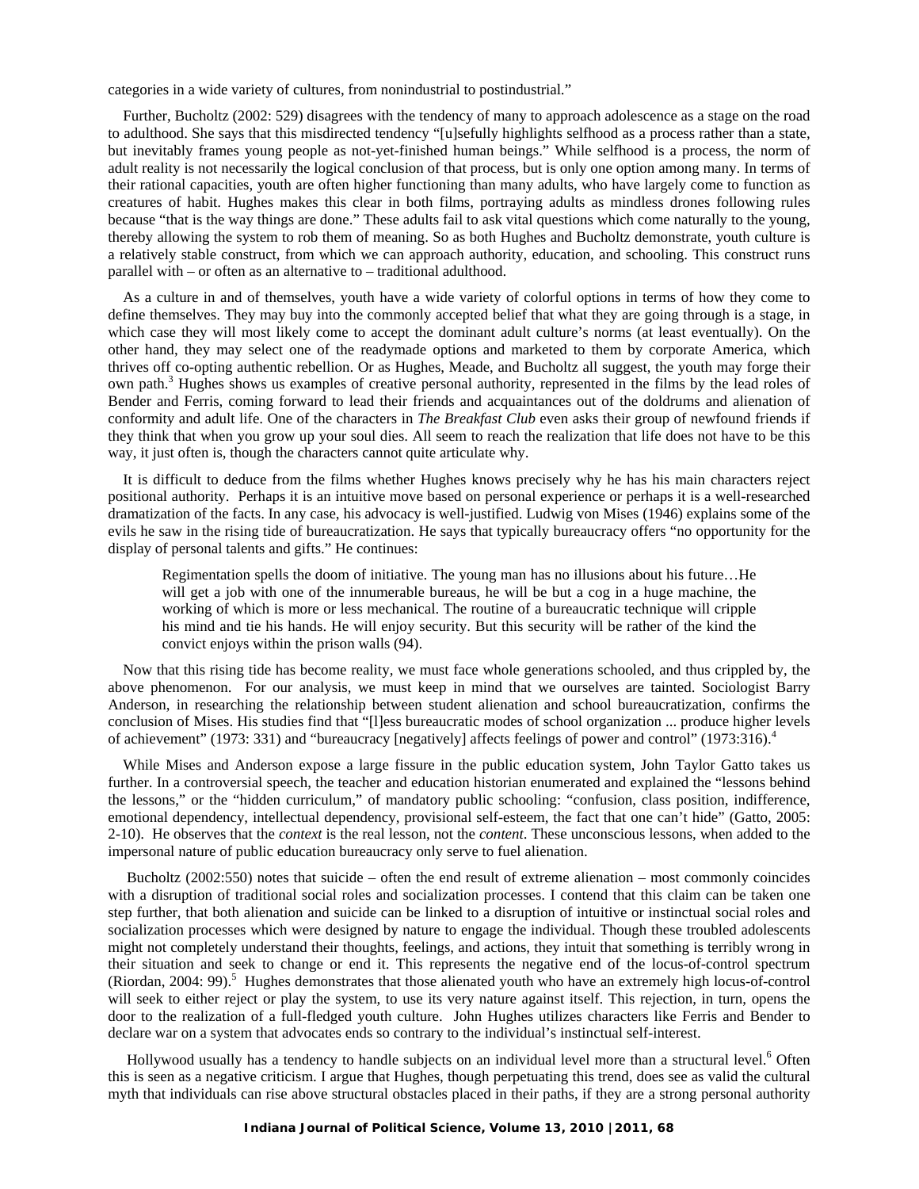categories in a wide variety of cultures, from nonindustrial to postindustrial."

Further, Bucholtz (2002: 529) disagrees with the tendency of many to approach adolescence as a stage on the road to adulthood. She says that this misdirected tendency "[u]sefully highlights selfhood as a process rather than a state, but inevitably frames young people as not-yet-finished human beings." While selfhood is a process, the norm of adult reality is not necessarily the logical conclusion of that process, but is only one option among many. In terms of their rational capacities, youth are often higher functioning than many adults, who have largely come to function as creatures of habit. Hughes makes this clear in both films, portraying adults as mindless drones following rules because "that is the way things are done." These adults fail to ask vital questions which come naturally to the young, thereby allowing the system to rob them of meaning. So as both Hughes and Bucholtz demonstrate, youth culture is a relatively stable construct, from which we can approach authority, education, and schooling. This construct runs parallel with – or often as an alternative to – traditional adulthood.

As a culture in and of themselves, youth have a wide variety of colorful options in terms of how they come to define themselves. They may buy into the commonly accepted belief that what they are going through is a stage, in which case they will most likely come to accept the dominant adult culture's norms (at least eventually). On the other hand, they may select one of the readymade options and marketed to them by corporate America, which thrives off co-opting authentic rebellion. Or as Hughes, Meade, and Bucholtz all suggest, the youth may forge their own path.[3] Hughes shows us examples of creative personal authority, represented in the films by the lead roles of Bender and Ferris, coming forward to lead their friends and acquaintances out of the doldrums and alienation of conformity and adult life. One of the characters in *The Breakfast Club* even asks their group of newfound friends if they think that when you grow up your soul dies. All seem to reach the realization that life does not have to be this way, it just often is, though the characters cannot quite articulate why.

It is difficult to deduce from the films whether Hughes knows precisely why he has his main characters reject positional authority. Perhaps it is an intuitive move based on personal experience or perhaps it is a well-researched dramatization of the facts. In any case, his advocacy is well-justified. Ludwig von Mises (1946) explains some of the evils he saw in the rising tide of bureaucratization. He says that typically bureaucracy offers "no opportunity for the display of personal talents and gifts." He continues:

> Regimentation spells the doom of initiative. The young man has no illusions about his future…He will get a job with one of the innumerable bureaus, he will be but a cog in a huge machine, the working of which is more or less mechanical. The routine of a bureaucratic technique will cripple his mind and tie his hands. He will enjoy security. But this security will be rather of the kind the convict enjoys within the prison walls (94).

Now that this rising tide has become reality, we must face whole generations schooled, and thus crippled by, the above phenomenon. For our analysis, we must keep in mind that we ourselves are tainted. Sociologist Barry Anderson, in researching the relationship between student alienation and school bureaucratization, confirms the conclusion of Mises. His studies find that "[l]ess bureaucratic modes of school organization ... produce higher levels of achievement" (1973: 331) and "bureaucracy [negatively] affects feelings of power and control" (1973:316).[4]

While Mises and Anderson expose a large fissure in the public education system, John Taylor Gatto takes us further. In a controversial speech, the teacher and education historian enumerated and explained the "lessons behind the lessons," or the "hidden curriculum," of mandatory public schooling: "confusion, class position, indifference, emotional dependency, intellectual dependency, provisional self-esteem, the fact that one can't hide" (Gatto, 2005: 2-10). He observes that the *context* is the real lesson, not the *content*. These unconscious lessons, when added to the impersonal nature of public education bureaucracy only serve to fuel alienation.

Bucholtz (2002:550) notes that suicide – often the end result of extreme alienation – most commonly coincides with a disruption of traditional social roles and socialization processes. I contend that this claim can be taken one step further, that both alienation and suicide can be linked to a disruption of intuitive or instinctual social roles and socialization processes which were designed by nature to engage the individual. Though these troubled adolescents might not completely understand their thoughts, feelings, and actions, they intuit that something is terribly wrong in their situation and seek to change or end it. This represents the negative end of the locus-of-control spectrum (Riordan, 2004: 99).[5] Hughes demonstrates that those alienated youth who have an extremely high locus-of-control will seek to either reject or play the system, to use its very nature against itself. This rejection, in turn, opens the door to the realization of a full-fledged youth culture. John Hughes utilizes characters like Ferris and Bender to declare war on a system that advocates ends so contrary to the individual's instinctual self-interest.

Hollywood usually has a tendency to handle subjects on an individual level more than a structural level.[6] Often this is seen as a negative criticism. I argue that Hughes, though perpetuating this trend, does see as valid the cultural myth that individuals can rise above structural obstacles placed in their paths, if they are a strong personal authority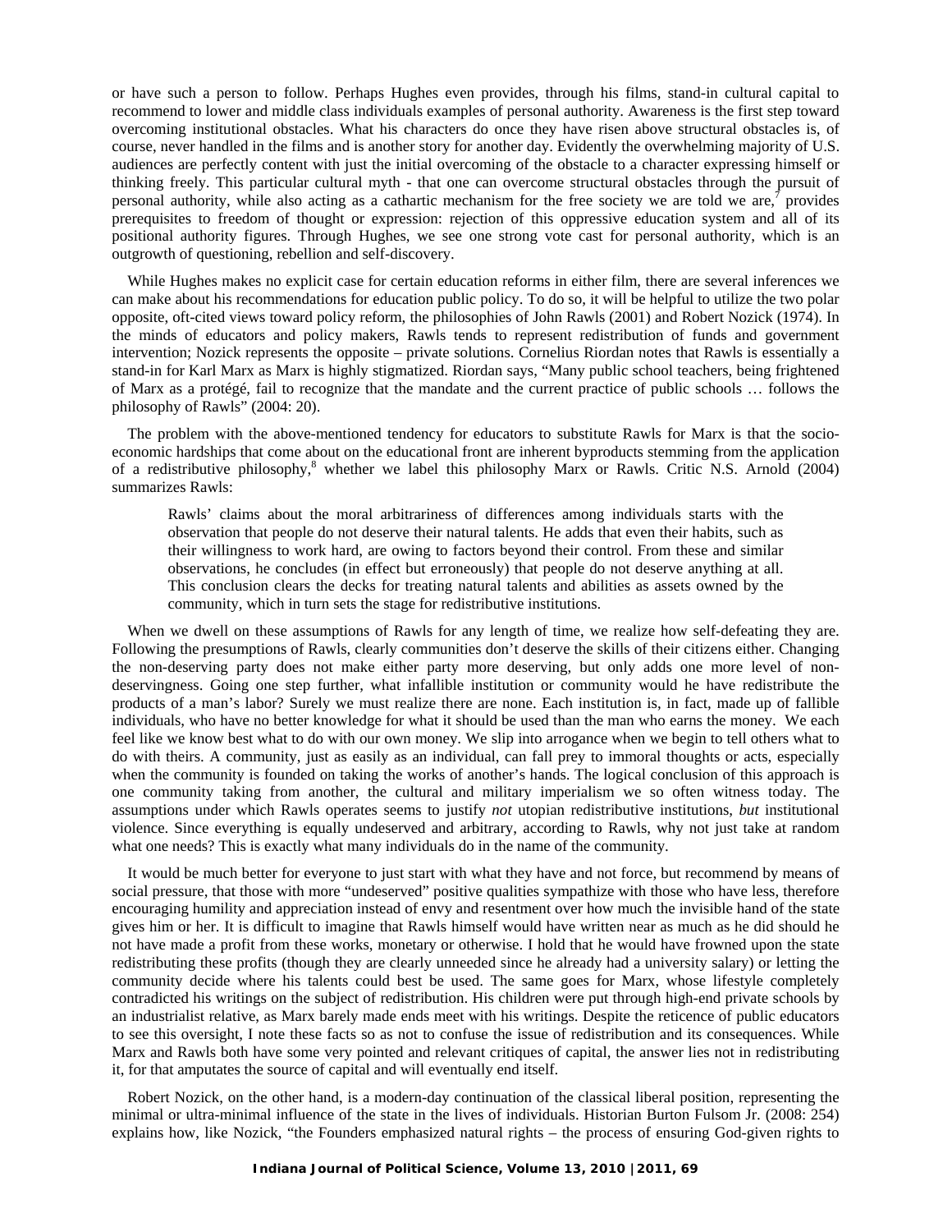or have such a person to follow. Perhaps Hughes even provides, through his films, stand-in cultural capital to recommend to lower and middle class individuals examples of personal authority. Awareness is the first step toward overcoming institutional obstacles. What his characters do once they have risen above structural obstacles is, of course, never handled in the films and is another story for another day. Evidently the overwhelming majority of U.S. audiences are perfectly content with just the initial overcoming of the obstacle to a character expressing himself or thinking freely. This particular cultural myth - that one can overcome structural obstacles through the pursuit of personal authority, while also acting as a cathartic mechanism for the free society we are told we are,[7] provides prerequisites to freedom of thought or expression: rejection of this oppressive education system and all of its positional authority figures. Through Hughes, we see one strong vote cast for personal authority, which is an outgrowth of questioning, rebellion and self-discovery.

While Hughes makes no explicit case for certain education reforms in either film, there are several inferences we can make about his recommendations for education public policy. To do so, it will be helpful to utilize the two polar opposite, oft-cited views toward policy reform, the philosophies of John Rawls (2001) and Robert Nozick (1974). In the minds of educators and policy makers, Rawls tends to represent redistribution of funds and government intervention; Nozick represents the opposite – private solutions. Cornelius Riordan notes that Rawls is essentially a stand-in for Karl Marx as Marx is highly stigmatized. Riordan says, "Many public school teachers, being frightened of Marx as a protégé, fail to recognize that the mandate and the current practice of public schools … follows the philosophy of Rawls" (2004: 20).

The problem with the above-mentioned tendency for educators to substitute Rawls for Marx is that the socio-economic hardships that come about on the educational front are inherent byproducts stemming from the application of a redistributive philosophy,[8] whether we label this philosophy Marx or Rawls. Critic N.S. Arnold (2004) summarizes Rawls:

> Rawls' claims about the moral arbitrariness of differences among individuals starts with the observation that people do not deserve their natural talents. He adds that even their habits, such as their willingness to work hard, are owing to factors beyond their control. From these and similar observations, he concludes (in effect but erroneously) that people do not deserve anything at all. This conclusion clears the decks for treating natural talents and abilities as assets owned by the community, which in turn sets the stage for redistributive institutions.

When we dwell on these assumptions of Rawls for any length of time, we realize how self-defeating they are. Following the presumptions of Rawls, clearly communities don't deserve the skills of their citizens either. Changing the non-deserving party does not make either party more deserving, but only adds one more level of non-deservingness. Going one step further, what infallible institution or community would he have redistribute the products of a man's labor? Surely we must realize there are none. Each institution is, in fact, made up of fallible individuals, who have no better knowledge for what it should be used than the man who earns the money. We each feel like we know best what to do with our own money. We slip into arrogance when we begin to tell others what to do with theirs. A community, just as easily as an individual, can fall prey to immoral thoughts or acts, especially when the community is founded on taking the works of another's hands. The logical conclusion of this approach is one community taking from another, the cultural and military imperialism we so often witness today. The assumptions under which Rawls operates seems to justify *not* utopian redistributive institutions, *but* institutional violence. Since everything is equally undeserved and arbitrary, according to Rawls, why not just take at random what one needs? This is exactly what many individuals do in the name of the community.

It would be much better for everyone to just start with what they have and not force, but recommend by means of social pressure, that those with more "undeserved" positive qualities sympathize with those who have less, therefore encouraging humility and appreciation instead of envy and resentment over how much the invisible hand of the state gives him or her. It is difficult to imagine that Rawls himself would have written near as much as he did should he not have made a profit from these works, monetary or otherwise. I hold that he would have frowned upon the state redistributing these profits (though they are clearly unneeded since he already had a university salary) or letting the community decide where his talents could best be used. The same goes for Marx, whose lifestyle completely contradicted his writings on the subject of redistribution. His children were put through high-end private schools by an industrialist relative, as Marx barely made ends meet with his writings. Despite the reticence of public educators to see this oversight, I note these facts so as not to confuse the issue of redistribution and its consequences. While Marx and Rawls both have some very pointed and relevant critiques of capital, the answer lies not in redistributing it, for that amputates the source of capital and will eventually end itself.

Robert Nozick, on the other hand, is a modern-day continuation of the classical liberal position, representing the minimal or ultra-minimal influence of the state in the lives of individuals. Historian Burton Fulsom Jr. (2008: 254) explains how, like Nozick, "the Founders emphasized natural rights – the process of ensuring God-given rights to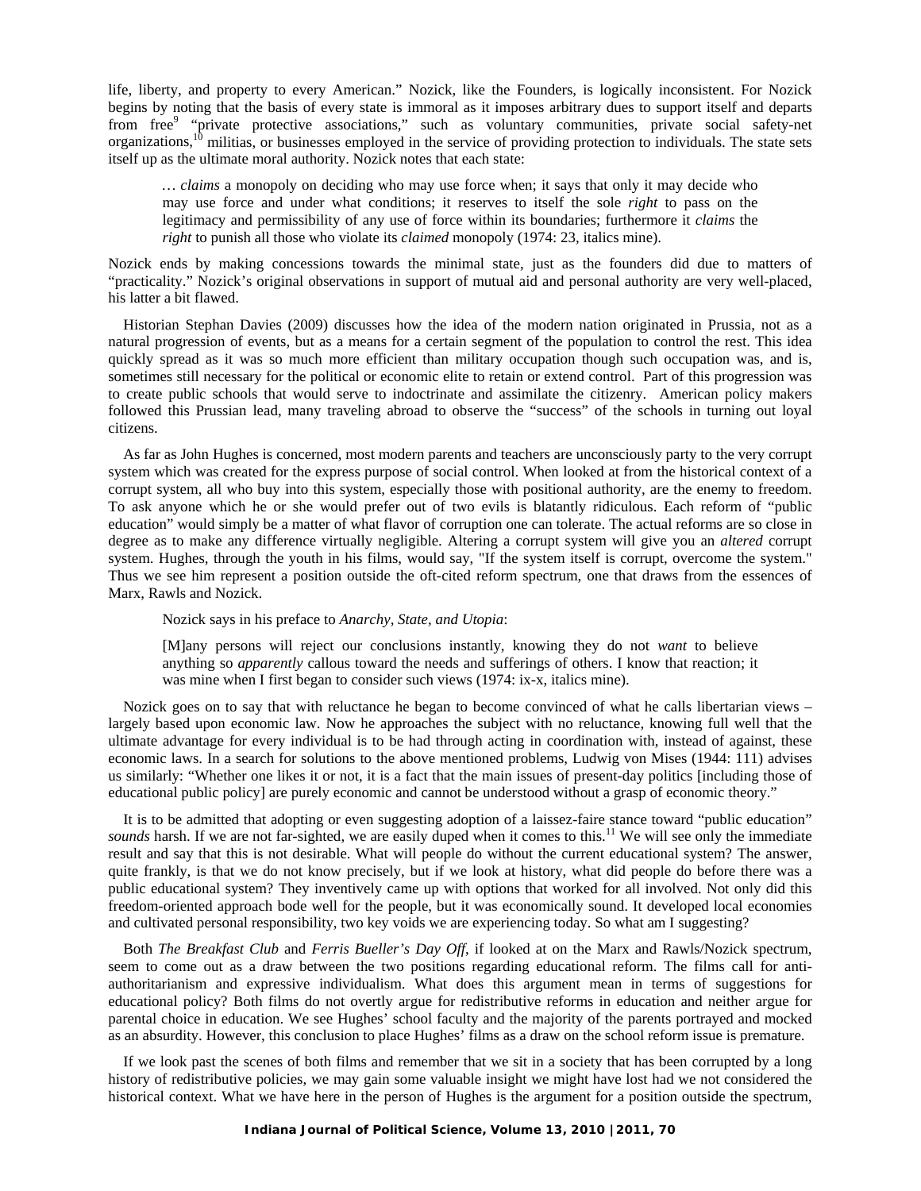life, liberty, and property to every American." Nozick, like the Founders, is logically inconsistent. For Nozick begins by noting that the basis of every state is immoral as it imposes arbitrary dues to support itself and departs from free[9] "private protective associations," such as voluntary communities, private social safety-net organizations,[10] militias, or businesses employed in the service of providing protection to individuals. The state sets itself up as the ultimate moral authority. Nozick notes that each state:

> … *claims* a monopoly on deciding who may use force when; it says that only it may decide who may use force and under what conditions; it reserves to itself the sole *right* to pass on the legitimacy and permissibility of any use of force within its boundaries; furthermore it *claims* the *right* to punish all those who violate its *claimed* monopoly (1974: 23, italics mine).

Nozick ends by making concessions towards the minimal state, just as the founders did due to matters of "practicality." Nozick's original observations in support of mutual aid and personal authority are very well-placed, his latter a bit flawed.

Historian Stephan Davies (2009) discusses how the idea of the modern nation originated in Prussia, not as a natural progression of events, but as a means for a certain segment of the population to control the rest. This idea quickly spread as it was so much more efficient than military occupation though such occupation was, and is, sometimes still necessary for the political or economic elite to retain or extend control. Part of this progression was to create public schools that would serve to indoctrinate and assimilate the citizenry. American policy makers followed this Prussian lead, many traveling abroad to observe the "success" of the schools in turning out loyal citizens.

As far as John Hughes is concerned, most modern parents and teachers are unconsciously party to the very corrupt system which was created for the express purpose of social control. When looked at from the historical context of a corrupt system, all who buy into this system, especially those with positional authority, are the enemy to freedom. To ask anyone which he or she would prefer out of two evils is blatantly ridiculous. Each reform of "public education" would simply be a matter of what flavor of corruption one can tolerate. The actual reforms are so close in degree as to make any difference virtually negligible. Altering a corrupt system will give you an *altered* corrupt system. Hughes, through the youth in his films, would say, "If the system itself is corrupt, overcome the system." Thus we see him represent a position outside the oft-cited reform spectrum, one that draws from the essences of Marx, Rawls and Nozick.

Nozick says in his preface to *Anarchy, State, and Utopia*:

> [M]any persons will reject our conclusions instantly, knowing they do not *want* to believe anything so *apparently* callous toward the needs and sufferings of others. I know that reaction; it was mine when I first began to consider such views (1974: ix-x, italics mine).

Nozick goes on to say that with reluctance he began to become convinced of what he calls libertarian views – largely based upon economic law. Now he approaches the subject with no reluctance, knowing full well that the ultimate advantage for every individual is to be had through acting in coordination with, instead of against, these economic laws. In a search for solutions to the above mentioned problems, Ludwig von Mises (1944: 111) advises us similarly: "Whether one likes it or not, it is a fact that the main issues of present-day politics [including those of educational public policy] are purely economic and cannot be understood without a grasp of economic theory."

It is to be admitted that adopting or even suggesting adoption of a laissez-faire stance toward "public education" *sounds* harsh. If we are not far-sighted, we are easily duped when it comes to this.[11] We will see only the immediate result and say that this is not desirable. What will people do without the current educational system? The answer, quite frankly, is that we do not know precisely, but if we look at history, what did people do before there was a public educational system? They inventively came up with options that worked for all involved. Not only did this freedom-oriented approach bode well for the people, but it was economically sound. It developed local economies and cultivated personal responsibility, two key voids we are experiencing today. So what am I suggesting?

Both *The Breakfast Club* and *Ferris Bueller's Day Off*, if looked at on the Marx and Rawls/Nozick spectrum, seem to come out as a draw between the two positions regarding educational reform. The films call for anti-authoritarianism and expressive individualism. What does this argument mean in terms of suggestions for educational policy? Both films do not overtly argue for redistributive reforms in education and neither argue for parental choice in education. We see Hughes' school faculty and the majority of the parents portrayed and mocked as an absurdity. However, this conclusion to place Hughes' films as a draw on the school reform issue is premature.

If we look past the scenes of both films and remember that we sit in a society that has been corrupted by a long history of redistributive policies, we may gain some valuable insight we might have lost had we not considered the historical context. What we have here in the person of Hughes is the argument for a position outside the spectrum,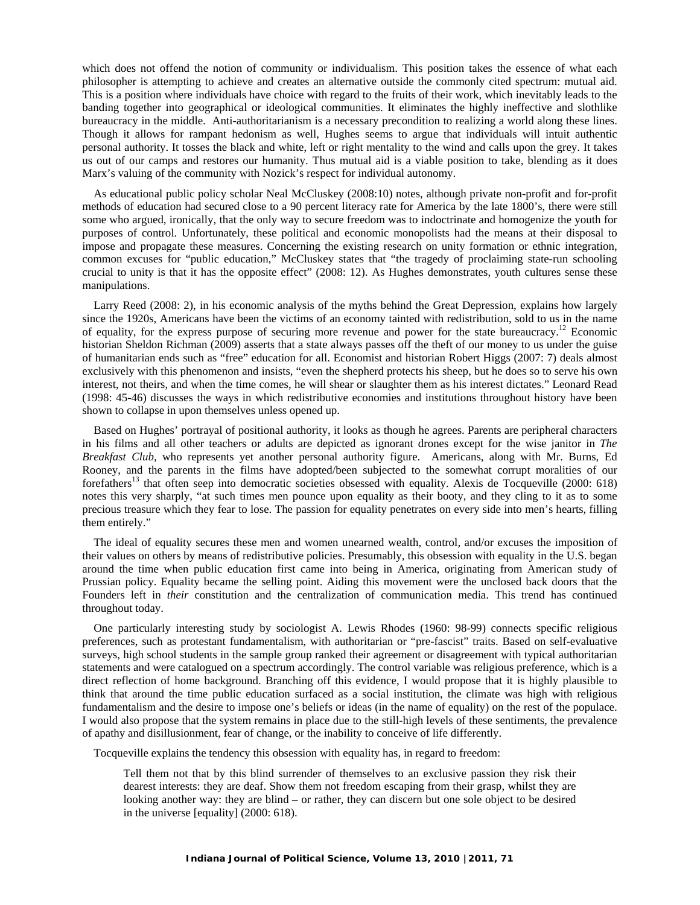which does not offend the notion of community or individualism. This position takes the essence of what each philosopher is attempting to achieve and creates an alternative outside the commonly cited spectrum: mutual aid. This is a position where individuals have choice with regard to the fruits of their work, which inevitably leads to the banding together into geographical or ideological communities. It eliminates the highly ineffective and slothlike bureaucracy in the middle. Anti-authoritarianism is a necessary precondition to realizing a world along these lines. Though it allows for rampant hedonism as well, Hughes seems to argue that individuals will intuit authentic personal authority. It tosses the black and white, left or right mentality to the wind and calls upon the grey. It takes us out of our camps and restores our humanity. Thus mutual aid is a viable position to take, blending as it does Marx's valuing of the community with Nozick's respect for individual autonomy.

As educational public policy scholar Neal McCluskey (2008:10) notes, although private non-profit and for-profit methods of education had secured close to a 90 percent literacy rate for America by the late 1800's, there were still some who argued, ironically, that the only way to secure freedom was to indoctrinate and homogenize the youth for purposes of control. Unfortunately, these political and economic monopolists had the means at their disposal to impose and propagate these measures. Concerning the existing research on unity formation or ethnic integration, common excuses for "public education," McCluskey states that "the tragedy of proclaiming state-run schooling crucial to unity is that it has the opposite effect" (2008: 12). As Hughes demonstrates, youth cultures sense these manipulations.

Larry Reed (2008: 2), in his economic analysis of the myths behind the Great Depression, explains how largely since the 1920s, Americans have been the victims of an economy tainted with redistribution, sold to us in the name of equality, for the express purpose of securing more revenue and power for the state bureaucracy.[12] Economic historian Sheldon Richman (2009) asserts that a state always passes off the theft of our money to us under the guise of humanitarian ends such as "free" education for all. Economist and historian Robert Higgs (2007: 7) deals almost exclusively with this phenomenon and insists, "even the shepherd protects his sheep, but he does so to serve his own interest, not theirs, and when the time comes, he will shear or slaughter them as his interest dictates." Leonard Read (1998: 45-46) discusses the ways in which redistributive economies and institutions throughout history have been shown to collapse in upon themselves unless opened up.

Based on Hughes' portrayal of positional authority, it looks as though he agrees. Parents are peripheral characters in his films and all other teachers or adults are depicted as ignorant drones except for the wise janitor in *The Breakfast Club,* who represents yet another personal authority figure. Americans, along with Mr. Burns, Ed Rooney, and the parents in the films have adopted/been subjected to the somewhat corrupt moralities of our forefathers[13] that often seep into democratic societies obsessed with equality. Alexis de Tocqueville (2000: 618) notes this very sharply, "at such times men pounce upon equality as their booty, and they cling to it as to some precious treasure which they fear to lose. The passion for equality penetrates on every side into men's hearts, filling them entirely."

The ideal of equality secures these men and women unearned wealth, control, and/or excuses the imposition of their values on others by means of redistributive policies. Presumably, this obsession with equality in the U.S. began around the time when public education first came into being in America, originating from American study of Prussian policy. Equality became the selling point. Aiding this movement were the unclosed back doors that the Founders left in *their* constitution and the centralization of communication media. This trend has continued throughout today.

One particularly interesting study by sociologist A. Lewis Rhodes (1960: 98-99) connects specific religious preferences, such as protestant fundamentalism, with authoritarian or "pre-fascist" traits. Based on self-evaluative surveys, high school students in the sample group ranked their agreement or disagreement with typical authoritarian statements and were catalogued on a spectrum accordingly. The control variable was religious preference, which is a direct reflection of home background. Branching off this evidence, I would propose that it is highly plausible to think that around the time public education surfaced as a social institution, the climate was high with religious fundamentalism and the desire to impose one's beliefs or ideas (in the name of equality) on the rest of the populace. I would also propose that the system remains in place due to the still-high levels of these sentiments, the prevalence of apathy and disillusionment, fear of change, or the inability to conceive of life differently.

Tocqueville explains the tendency this obsession with equality has, in regard to freedom:

> Tell them not that by this blind surrender of themselves to an exclusive passion they risk their dearest interests: they are deaf. Show them not freedom escaping from their grasp, whilst they are looking another way: they are blind – or rather, they can discern but one sole object to be desired in the universe [equality] (2000: 618).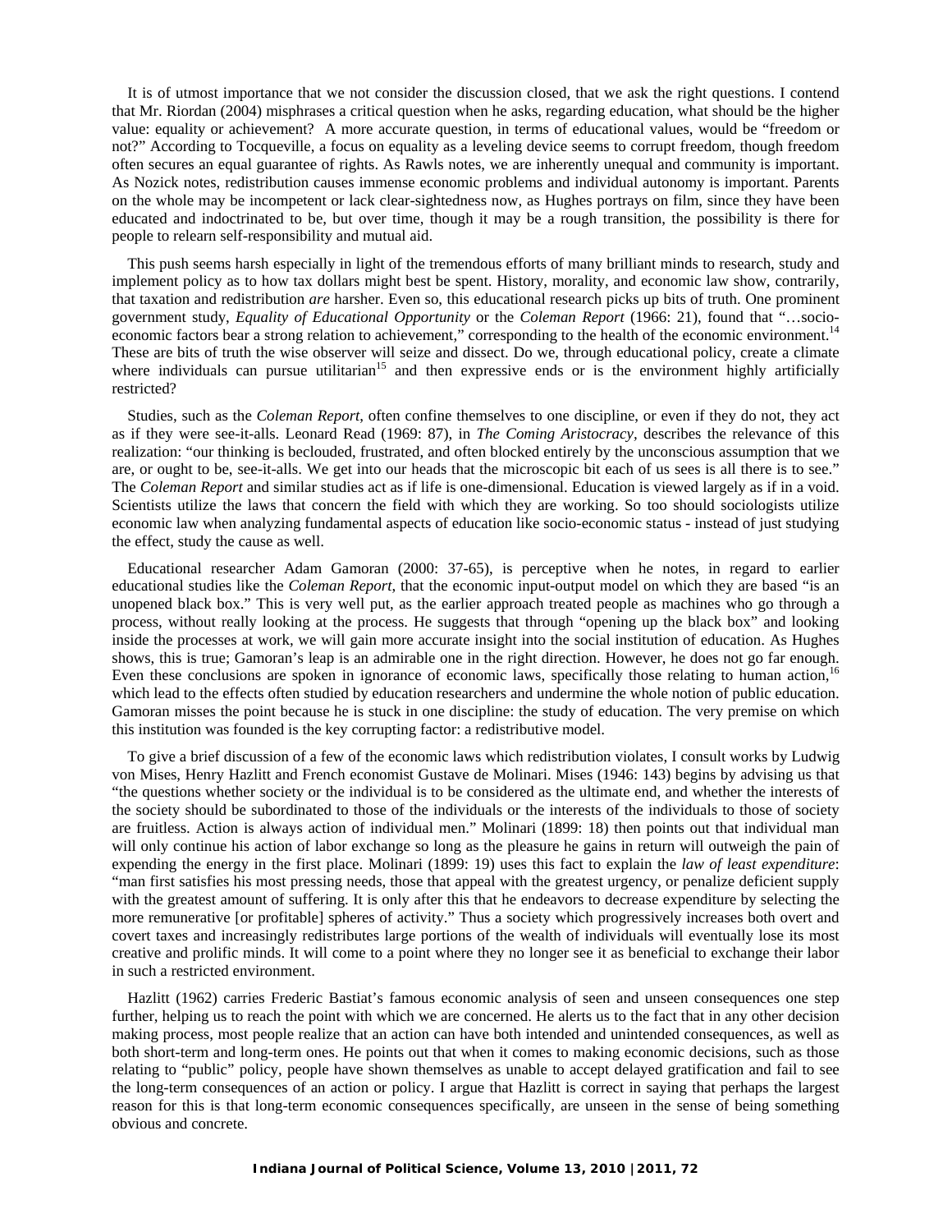It is of utmost importance that we not consider the discussion closed, that we ask the right questions. I contend that Mr. Riordan (2004) misphrases a critical question when he asks, regarding education, what should be the higher value: equality or achievement? A more accurate question, in terms of educational values, would be "freedom or not?" According to Tocqueville, a focus on equality as a leveling device seems to corrupt freedom, though freedom often secures an equal guarantee of rights. As Rawls notes, we are inherently unequal and community is important. As Nozick notes, redistribution causes immense economic problems and individual autonomy is important. Parents on the whole may be incompetent or lack clear-sightedness now, as Hughes portrays on film, since they have been educated and indoctrinated to be, but over time, though it may be a rough transition, the possibility is there for people to relearn self-responsibility and mutual aid.

This push seems harsh especially in light of the tremendous efforts of many brilliant minds to research, study and implement policy as to how tax dollars might best be spent. History, morality, and economic law show, contrarily, that taxation and redistribution *are* harsher. Even so, this educational research picks up bits of truth. One prominent government study, *Equality of Educational Opportunity* or the *Coleman Report* (1966: 21), found that "…socio-economic factors bear a strong relation to achievement," corresponding to the health of the economic environment.[14] These are bits of truth the wise observer will seize and dissect. Do we, through educational policy, create a climate where individuals can pursue utilitarian[15] and then expressive ends or is the environment highly artificially restricted?

Studies, such as the *Coleman Report*, often confine themselves to one discipline, or even if they do not, they act as if they were see-it-alls. Leonard Read (1969: 87), in *The Coming Aristocracy*, describes the relevance of this realization: "our thinking is beclouded, frustrated, and often blocked entirely by the unconscious assumption that we are, or ought to be, see-it-alls. We get into our heads that the microscopic bit each of us sees is all there is to see." The *Coleman Report* and similar studies act as if life is one-dimensional. Education is viewed largely as if in a void. Scientists utilize the laws that concern the field with which they are working. So too should sociologists utilize economic law when analyzing fundamental aspects of education like socio-economic status - instead of just studying the effect, study the cause as well.

Educational researcher Adam Gamoran (2000: 37-65), is perceptive when he notes, in regard to earlier educational studies like the *Coleman Report*, that the economic input-output model on which they are based "is an unopened black box." This is very well put, as the earlier approach treated people as machines who go through a process, without really looking at the process. He suggests that through "opening up the black box" and looking inside the processes at work, we will gain more accurate insight into the social institution of education. As Hughes shows, this is true; Gamoran's leap is an admirable one in the right direction. However, he does not go far enough. Even these conclusions are spoken in ignorance of economic laws, specifically those relating to human action,[16] which lead to the effects often studied by education researchers and undermine the whole notion of public education. Gamoran misses the point because he is stuck in one discipline: the study of education. The very premise on which this institution was founded is the key corrupting factor: a redistributive model.

To give a brief discussion of a few of the economic laws which redistribution violates, I consult works by Ludwig von Mises, Henry Hazlitt and French economist Gustave de Molinari. Mises (1946: 143) begins by advising us that "the questions whether society or the individual is to be considered as the ultimate end, and whether the interests of the society should be subordinated to those of the individuals or the interests of the individuals to those of society are fruitless. Action is always action of individual men." Molinari (1899: 18) then points out that individual man will only continue his action of labor exchange so long as the pleasure he gains in return will outweigh the pain of expending the energy in the first place. Molinari (1899: 19) uses this fact to explain the *law of least expenditure*: "man first satisfies his most pressing needs, those that appeal with the greatest urgency, or penalize deficient supply with the greatest amount of suffering. It is only after this that he endeavors to decrease expenditure by selecting the more remunerative [or profitable] spheres of activity." Thus a society which progressively increases both overt and covert taxes and increasingly redistributes large portions of the wealth of individuals will eventually lose its most creative and prolific minds. It will come to a point where they no longer see it as beneficial to exchange their labor in such a restricted environment.

Hazlitt (1962) carries Frederic Bastiat's famous economic analysis of seen and unseen consequences one step further, helping us to reach the point with which we are concerned. He alerts us to the fact that in any other decision making process, most people realize that an action can have both intended and unintended consequences, as well as both short-term and long-term ones. He points out that when it comes to making economic decisions, such as those relating to "public" policy, people have shown themselves as unable to accept delayed gratification and fail to see the long-term consequences of an action or policy. I argue that Hazlitt is correct in saying that perhaps the largest reason for this is that long-term economic consequences specifically, are unseen in the sense of being something obvious and concrete.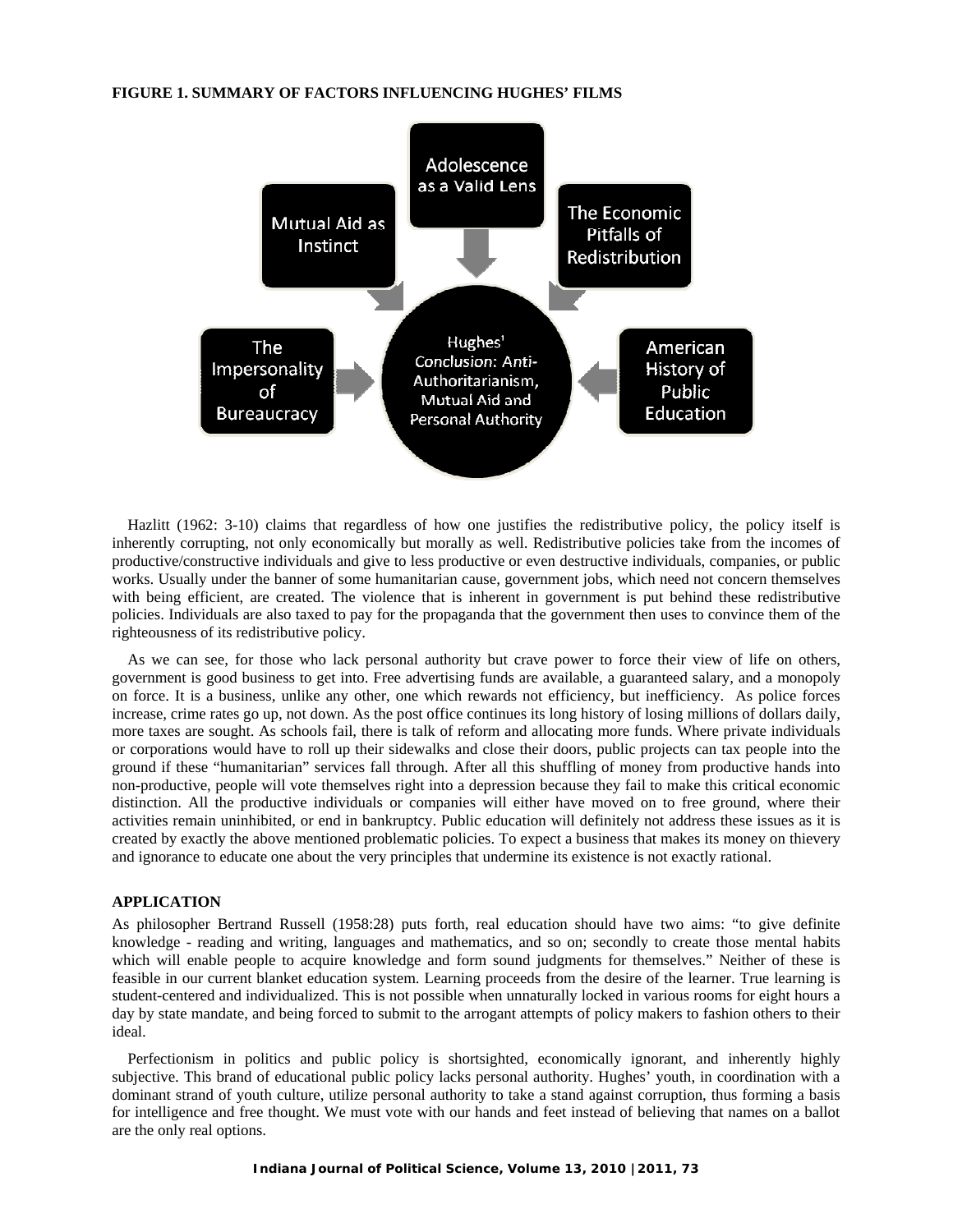**FIGURE 1. SUMMARY OF FACTORS INFLUENCING HUGHES' FILMS**

Adolescence as a Valid Lens

Mutual Aid as Instinct

The Economic Pitfalls of Redistribution

The Impersonality of Bureaucracy

Hughes' Conclusion: Anti-Authoritarianism, Mutual Aid and Personal Authority

American History of Public Education

Hazlitt (1962: 3-10) claims that regardless of how one justifies the redistributive policy, the policy itself is inherently corrupting, not only economically but morally as well. Redistributive policies take from the incomes of productive/constructive individuals and give to less productive or even destructive individuals, companies, or public works. Usually under the banner of some humanitarian cause, government jobs, which need not concern themselves with being efficient, are created. The violence that is inherent in government is put behind these redistributive policies. Individuals are also taxed to pay for the propaganda that the government then uses to convince them of the righteousness of its redistributive policy.

As we can see, for those who lack personal authority but crave power to force their view of life on others, government is good business to get into. Free advertising funds are available, a guaranteed salary, and a monopoly on force. It is a business, unlike any other, one which rewards not efficiency, but inefficiency. As police forces increase, crime rates go up, not down. As the post office continues its long history of losing millions of dollars daily, more taxes are sought. As schools fail, there is talk of reform and allocating more funds. Where private individuals or corporations would have to roll up their sidewalks and close their doors, public projects can tax people into the ground if these "humanitarian" services fall through. After all this shuffling of money from productive hands into non-productive, people will vote themselves right into a depression because they fail to make this critical economic distinction. All the productive individuals or companies will either have moved on to free ground, where their activities remain uninhibited, or end in bankruptcy. Public education will definitely not address these issues as it is created by exactly the above mentioned problematic policies. To expect a business that makes its money on thievery and ignorance to educate one about the very principles that undermine its existence is not exactly rational.

## APPLICATION

As philosopher Bertrand Russell (1958:28) puts forth, real education should have two aims: "to give definite knowledge - reading and writing, languages and mathematics, and so on; secondly to create those mental habits which will enable people to acquire knowledge and form sound judgments for themselves." Neither of these is feasible in our current blanket education system. Learning proceeds from the desire of the learner. True learning is student-centered and individualized. This is not possible when unnaturally locked in various rooms for eight hours a day by state mandate, and being forced to submit to the arrogant attempts of policy makers to fashion others to their ideal.

Perfectionism in politics and public policy is shortsighted, economically ignorant, and inherently highly subjective. This brand of educational public policy lacks personal authority. Hughes' youth, in coordination with a dominant strand of youth culture, utilize personal authority to take a stand against corruption, thus forming a basis for intelligence and free thought. We must vote with our hands and feet instead of believing that names on a ballot are the only real options.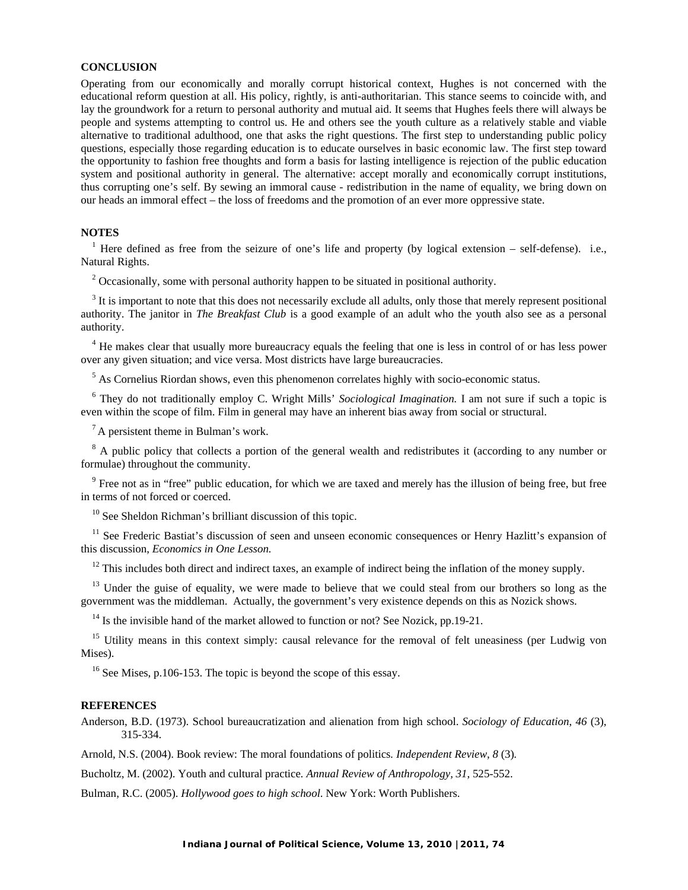## CONCLUSION

Operating from our economically and morally corrupt historical context, Hughes is not concerned with the educational reform question at all. His policy, rightly, is anti-authoritarian. This stance seems to coincide with, and lay the groundwork for a return to personal authority and mutual aid. It seems that Hughes feels there will always be people and systems attempting to control us. He and others see the youth culture as a relatively stable and viable alternative to traditional adulthood, one that asks the right questions. The first step to understanding public policy questions, especially those regarding education is to educate ourselves in basic economic law. The first step toward the opportunity to fashion free thoughts and form a basis for lasting intelligence is rejection of the public education system and positional authority in general. The alternative: accept morally and economically corrupt institutions, thus corrupting one's self. By sewing an immoral cause - redistribution in the name of equality, we bring down on our heads an immoral effect – the loss of freedoms and the promotion of an ever more oppressive state.

## NOTES

[1] Here defined as free from the seizure of one's life and property (by logical extension – self-defense). i.e., Natural Rights.

[2] Occasionally, some with personal authority happen to be situated in positional authority.

[3] It is important to note that this does not necessarily exclude all adults, only those that merely represent positional authority. The janitor in *The Breakfast Club* is a good example of an adult who the youth also see as a personal authority.

[4] He makes clear that usually more bureaucracy equals the feeling that one is less in control of or has less power over any given situation; and vice versa. Most districts have large bureaucracies.

[5] As Cornelius Riordan shows, even this phenomenon correlates highly with socio-economic status.

[6] They do not traditionally employ C. Wright Mills' *Sociological Imagination.* I am not sure if such a topic is even within the scope of film. Film in general may have an inherent bias away from social or structural.

[7] A persistent theme in Bulman's work.

[8] A public policy that collects a portion of the general wealth and redistributes it (according to any number or formulae) throughout the community.

[9] Free not as in "free" public education, for which we are taxed and merely has the illusion of being free, but free in terms of not forced or coerced.

[10] See Sheldon Richman's brilliant discussion of this topic.

[11] See Frederic Bastiat's discussion of seen and unseen economic consequences or Henry Hazlitt's expansion of this discussion, *Economics in One Lesson.*

[12] This includes both direct and indirect taxes, an example of indirect being the inflation of the money supply.

[13] Under the guise of equality, we were made to believe that we could steal from our brothers so long as the government was the middleman. Actually, the government's very existence depends on this as Nozick shows.

[14] Is the invisible hand of the market allowed to function or not? See Nozick, pp.19-21.

[15] Utility means in this context simply: causal relevance for the removal of felt uneasiness (per Ludwig von Mises).

[16] See Mises, p.106-153. The topic is beyond the scope of this essay.

## REFERENCES

Anderson, B.D. (1973). School bureaucratization and alienation from high school. *Sociology of Education*, *46* (3), 315-334.

Arnold, N.S. (2004). Book review: The moral foundations of politics. *Independent Review, 8* (3).

Bucholtz, M. (2002). Youth and cultural practice. *Annual Review of Anthropology*, *31*, 525-552.

Bulman, R.C. (2005). *Hollywood goes to high school*. New York: Worth Publishers.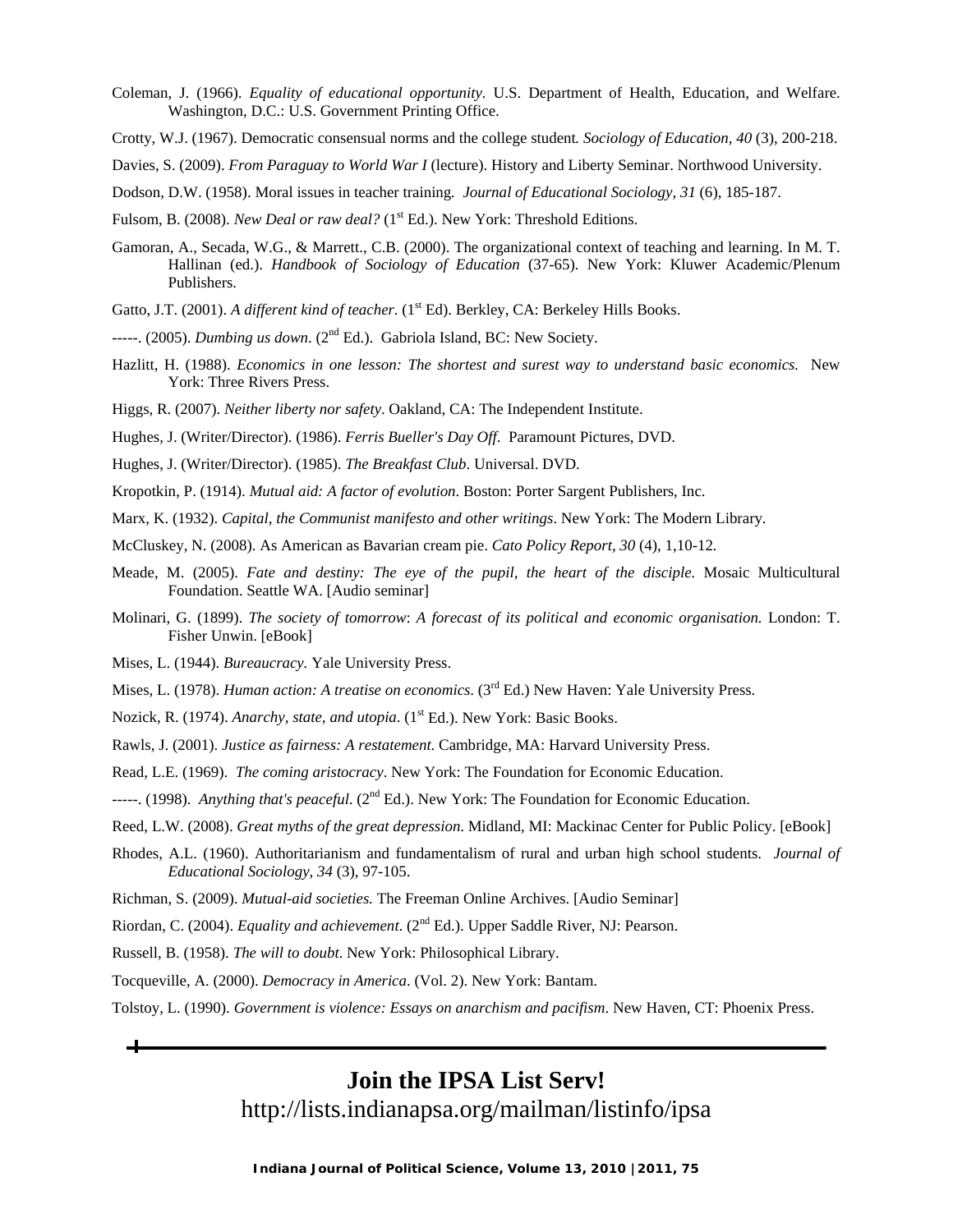Coleman, J. (1966). *Equality of educational opportunity*. U.S. Department of Health, Education, and Welfare. Washington, D.C.: U.S. Government Printing Office.

Crotty, W.J. (1967). Democratic consensual norms and the college student. *Sociology of Education, 40* (3), 200-218.

Davies, S. (2009). *From Paraguay to World War I* (lecture). History and Liberty Seminar. Northwood University.

Dodson, D.W. (1958). Moral issues in teacher training. *Journal of Educational Sociology, 31* (6), 185-187.

Fulsom, B. (2008). *New Deal or raw deal?* (1st Ed.). New York: Threshold Editions.

Gamoran, A., Secada, W.G., & Marrett., C.B. (2000). The organizational context of teaching and learning. In M. T. Hallinan (ed.). *Handbook of Sociology of Education* (37-65). New York: Kluwer Academic/Plenum Publishers.

Gatto, J.T. (2001). *A different kind of teacher.* (1st Ed). Berkley, CA: Berkeley Hills Books.

-----. (2005). *Dumbing us down*. (2nd Ed.). Gabriola Island, BC: New Society.

Hazlitt, H. (1988). *Economics in one lesson: The shortest and surest way to understand basic economics.* New York: Three Rivers Press.

Higgs, R. (2007). *Neither liberty nor safety*. Oakland, CA: The Independent Institute.

Hughes, J. (Writer/Director). (1986). *Ferris Bueller's Day Off*. Paramount Pictures, DVD.

Hughes, J. (Writer/Director). (1985). *The Breakfast Club*. Universal. DVD.

Kropotkin, P. (1914). *Mutual aid: A factor of evolution*. Boston: Porter Sargent Publishers, Inc.

Marx, K. (1932). *Capital, the Communist manifesto and other writings*. New York: The Modern Library.

McCluskey, N. (2008). As American as Bavarian cream pie. *Cato Policy Report, 30* (4), 1,10-12.

Meade, M. (2005). *Fate and destiny: The eye of the pupil, the heart of the disciple.* Mosaic Multicultural Foundation. Seattle WA. [Audio seminar]

Molinari, G. (1899). *The society of tomorrow*: *A forecast of its political and economic organisation.* London: T. Fisher Unwin. [eBook]

Mises, L. (1944). *Bureaucracy.* Yale University Press.

Mises, L. (1978). *Human action: A treatise on economics*. (3rd Ed.) New Haven: Yale University Press.

Nozick, R. (1974). *Anarchy, state, and utopia*. (1st Ed.). New York: Basic Books.

Rawls, J. (2001). *Justice as fairness: A restatement*. Cambridge, MA: Harvard University Press.

Read, L.E. (1969). *The coming aristocracy*. New York: The Foundation for Economic Education.

-----. (1998). *Anything that's peaceful.* (2nd Ed.). New York: The Foundation for Economic Education.

Reed, L.W. (2008). *Great myths of the great depression.* Midland, MI: Mackinac Center for Public Policy. [eBook]

Rhodes, A.L. (1960). Authoritarianism and fundamentalism of rural and urban high school students. *Journal of Educational Sociology, 34* (3), 97-105.

Richman, S. (2009). *Mutual-aid societies.* The Freeman Online Archives. [Audio Seminar]

Riordan, C. (2004). *Equality and achievement*. (2nd Ed.). Upper Saddle River, NJ: Pearson.

Russell, B. (1958). *The will to doubt*. New York: Philosophical Library.

Tocqueville, A. (2000). *Democracy in America*. (Vol. 2). New York: Bantam.

Tolstoy, L. (1990). *Government is violence: Essays on anarchism and pacifism*. New Haven, CT: Phoenix Press.

---

## Join the IPSA List Serv!

http://lists.indianapsa.org/mailman/listinfo/ipsa